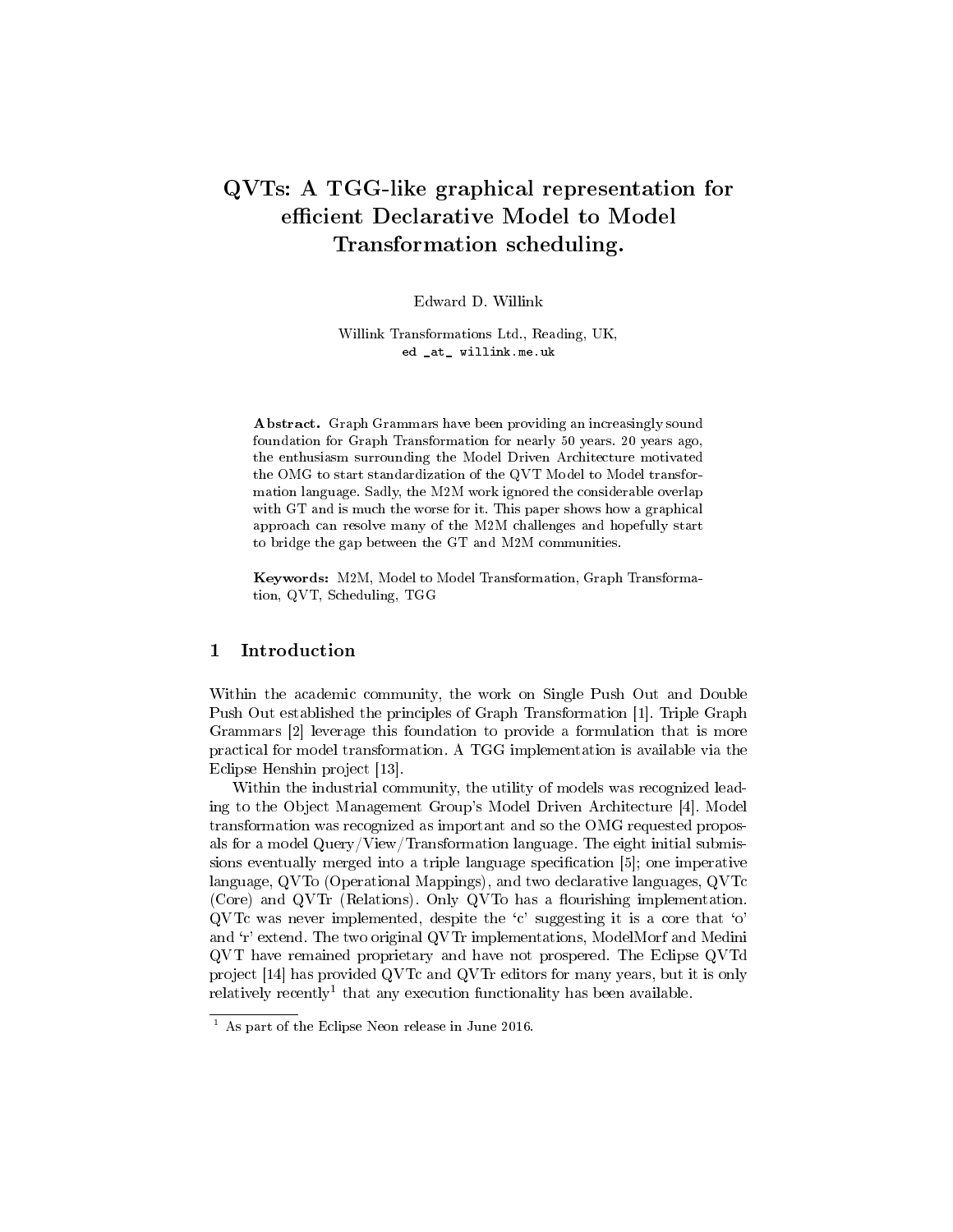# QVTs: A TGG-like graphical representation for efficient Declarative Model to Model Transformation scheduling.

Edward D. Willink

Willink Transformations Ltd., Reading, UK,
ed _at_ willink.me.uk

**Abstract.** Graph Grammars have been providing an increasingly sound foundation for Graph Transformation for nearly 50 years. 20 years ago, the enthusiasm surrounding the Model Driven Architecture motivated the OMG to start standardization of the QVT Model to Model transformation language. Sadly, the M2M work ignored the considerable overlap with GT and is much the worse for it. This paper shows how a graphical approach can resolve many of the M2M challenges and hopefully start to bridge the gap between the GT and M2M communities.

**Keywords:** M2M, Model to Model Transformation, Graph Transformation, QVT, Scheduling, TGG

## 1 Introduction

Within the academic community, the work on Single Push Out and Double Push Out established the principles of Graph Transformation [1]. Triple Graph Grammars [2] leverage this foundation to provide a formulation that is more practical for model transformation. A TGG implementation is available via the Eclipse Henshin project [13].

Within the industrial community, the utility of models was recognized leading to the Object Management Group's Model Driven Architecture [4]. Model transformation was recognized as important and so the OMG requested proposals for a model Query/View/Transformation language. The eight initial submissions eventually merged into a triple language specification [5]; one imperative language, QVTo (Operational Mappings), and two declarative languages, QVTc (Core) and QVTr (Relations). Only QVTo has a flourishing implementation. QVTc was never implemented, despite the 'c' suggesting it is a core that 'o' and 'r' extend. The two original QVTr implementations, ModelMorf and Medini QVT have remained proprietary and have not prospered. The Eclipse QVTd project [14] has provided QVTc and QVTr editors for many years, but it is only relatively recently[1] that any execution functionality has been available.

[1] As part of the Eclipse Neon release in June 2016.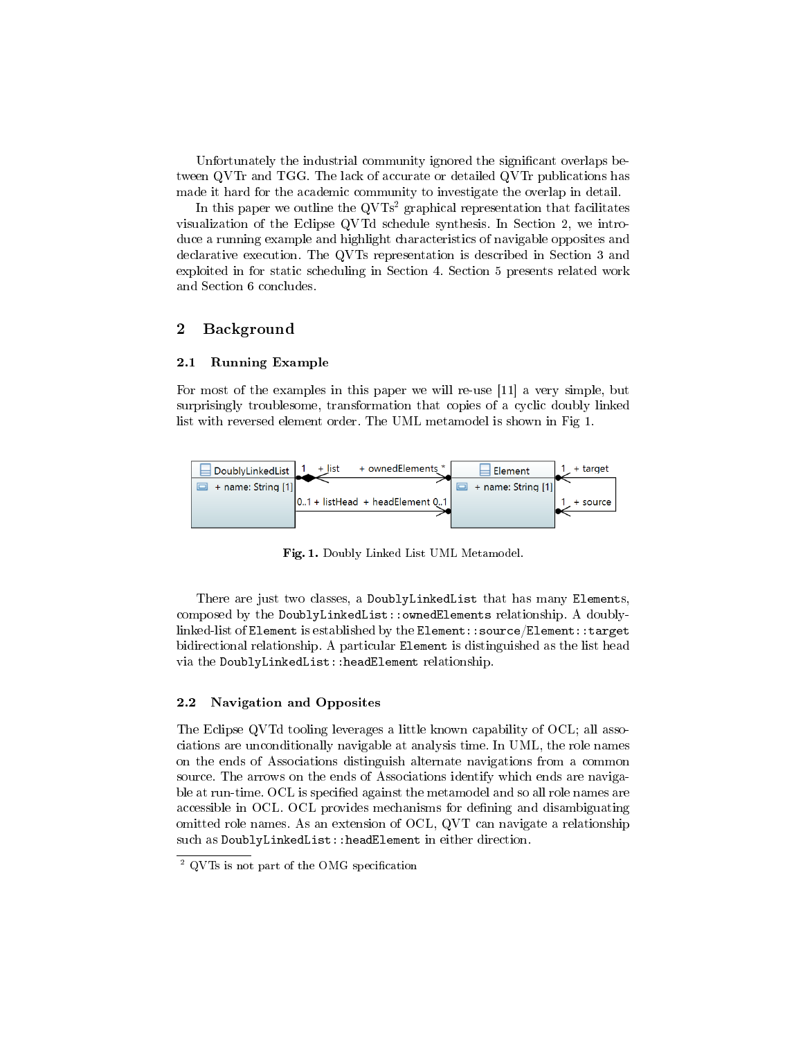Unfortunately the industrial community ignored the significant overlaps between QVTr and TGG. The lack of accurate or detailed QVTr publications has made it hard for the academic community to investigate the overlap in detail.

In this paper we outline the QVTs[2] graphical representation that facilitates visualization of the Eclipse QVTd schedule synthesis. In Section 2, we introduce a running example and highlight characteristics of navigable opposites and declarative execution. The QVTs representation is described in Section 3 and exploited in for static scheduling in Section 4. Section 5 presents related work and Section 6 concludes.

## 2 Background

### 2.1 Running Example

For most of the examples in this paper we will re-use [11] a very simple, but surprisingly troublesome, transformation that copies of a cyclic doubly linked list with reversed element order. The UML metamodel is shown in Fig 1.

**Fig. 1.** Doubly Linked List UML Metamodel.

There are just two classes, a `DoublyLinkedList` that has many `Element`s, composed by the `DoublyLinkedList::ownedElements` relationship. A doubly-linked-list of `Element` is established by the `Element::source`/`Element::target` bidirectional relationship. A particular `Element` is distinguished as the list head via the `DoublyLinkedList::headElement` relationship.

### 2.2 Navigation and Opposites

The Eclipse QVTd tooling leverages a little known capability of OCL; all associations are unconditionally navigable at analysis time. In UML, the role names on the ends of Associations distinguish alternate navigations from a common source. The arrows on the ends of Associations identify which ends are navigable at run-time. OCL is specified against the metamodel and so all role names are accessible in OCL. OCL provides mechanisms for defining and disambiguating omitted role names. As an extension of OCL, QVT can navigate a relationship such as `DoublyLinkedList::headElement` in either direction.

[2] QVTs is not part of the OMG specification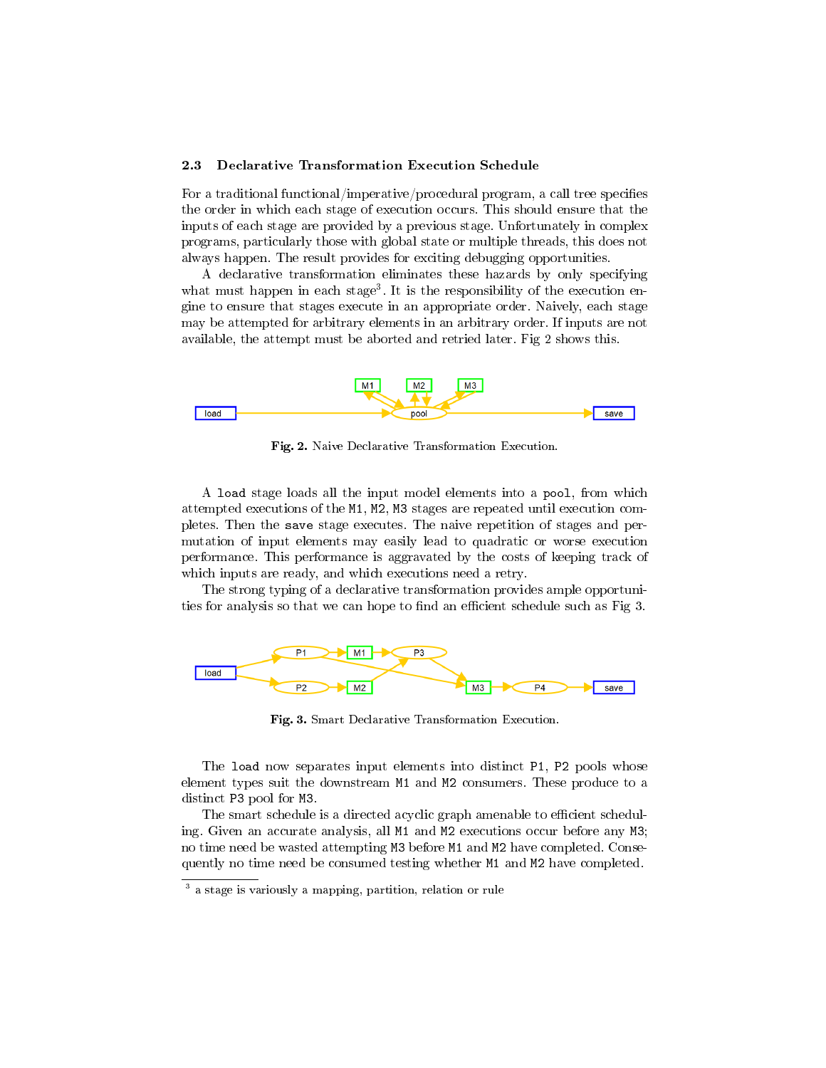### 2.3 Declarative Transformation Execution Schedule

For a traditional functional/imperative/procedural program, a call tree specifies the order in which each stage of execution occurs. This should ensure that the inputs of each stage are provided by a previous stage. Unfortunately in complex programs, particularly those with global state or multiple threads, this does not always happen. The result provides for exciting debugging opportunities.

A declarative transformation eliminates these hazards by only specifying what must happen in each stage[3]. It is the responsibility of the execution engine to ensure that stages execute in an appropriate order. Naively, each stage may be attempted for arbitrary elements in an arbitrary order. If inputs are not available, the attempt must be aborted and retried later. Fig 2 shows this.

**Fig. 2.** Naive Declarative Transformation Execution.

A `load` stage loads all the input model elements into a `pool`, from which attempted executions of the `M1`, `M2`, `M3` stages are repeated until execution completes. Then the `save` stage executes. The naive repetition of stages and permutation of input elements may easily lead to quadratic or worse execution performance. This performance is aggravated by the costs of keeping track of which inputs are ready, and which executions need a retry.

The strong typing of a declarative transformation provides ample opportunities for analysis so that we can hope to find an efficient schedule such as Fig 3.

**Fig. 3.** Smart Declarative Transformation Execution.

The `load` now separates input elements into distinct `P1`, `P2` pools whose element types suit the downstream `M1` and `M2` consumers. These produce to a distinct `P3` pool for `M3`.

The smart schedule is a directed acyclic graph amenable to efficient scheduling. Given an accurate analysis, all `M1` and `M2` executions occur before any `M3`; no time need be wasted attempting `M3` before `M1` and `M2` have completed. Consequently no time need be consumed testing whether `M1` and `M2` have completed.

[3] a stage is variously a mapping, partition, relation or rule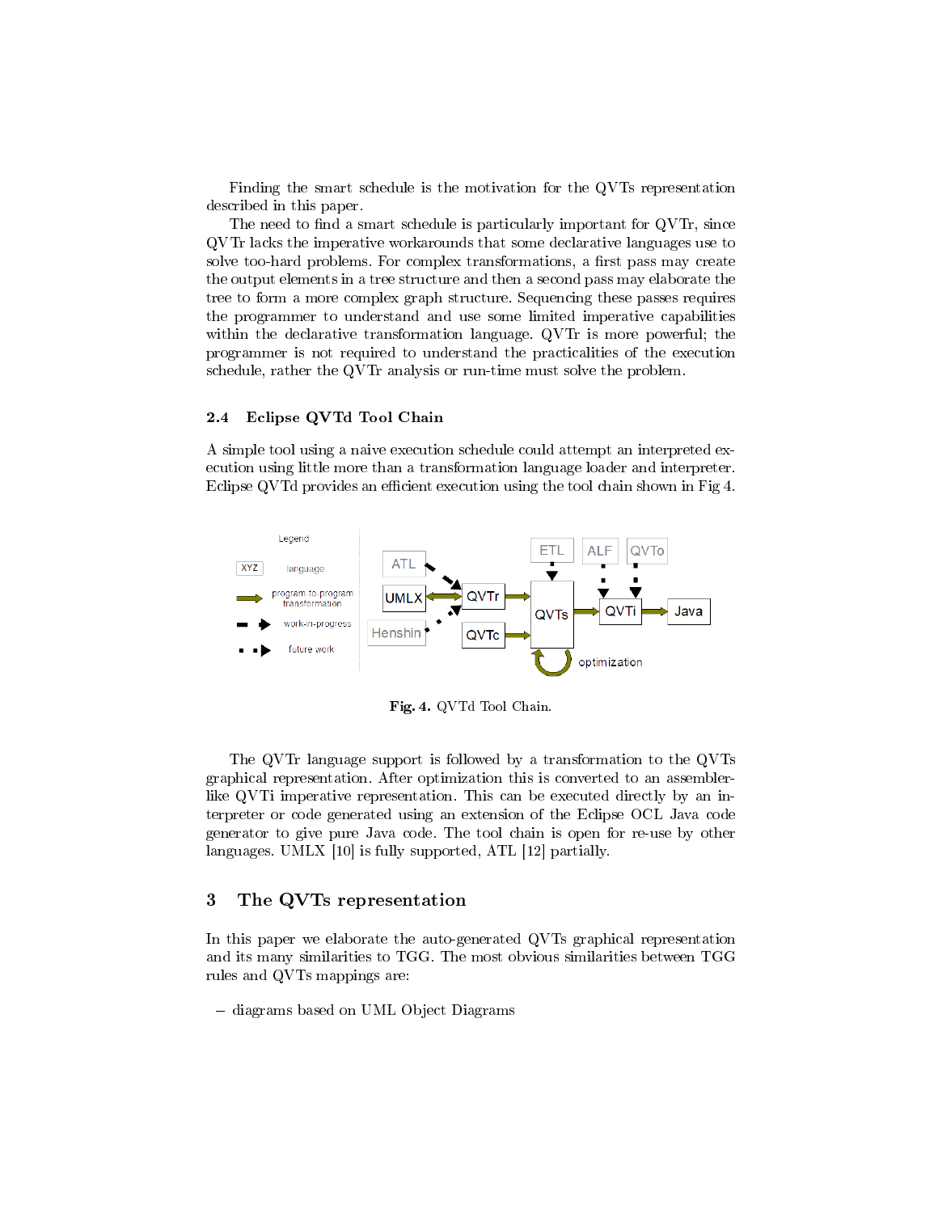Finding the smart schedule is the motivation for the QVTs representation described in this paper.

The need to find a smart schedule is particularly important for QVTr, since QVTr lacks the imperative workarounds that some declarative languages use to solve too-hard problems. For complex transformations, a first pass may create the output elements in a tree structure and then a second pass may elaborate the tree to form a more complex graph structure. Sequencing these passes requires the programmer to understand and use some limited imperative capabilities within the declarative transformation language. QVTr is more powerful; the programmer is not required to understand the practicalities of the execution schedule, rather the QVTr analysis or run-time must solve the problem.

### 2.4 Eclipse QVTd Tool Chain

A simple tool using a naive execution schedule could attempt an interpreted execution using little more than a transformation language loader and interpreter. Eclipse QVTd provides an efficient execution using the tool chain shown in Fig 4.

**Fig. 4.** QVTd Tool Chain.

The QVTr language support is followed by a transformation to the QVTs graphical representation. After optimization this is converted to an assembler-like QVTi imperative representation. This can be executed directly by an interpreter or code generated using an extension of the Eclipse OCL Java code generator to give pure Java code. The tool chain is open for re-use by other languages. UMLX [10] is fully supported, ATL [12] partially.

## 3 The QVTs representation

In this paper we elaborate the auto-generated QVTs graphical representation and its many similarities to TGG. The most obvious similarities between TGG rules and QVTs mappings are:

– diagrams based on UML Object Diagrams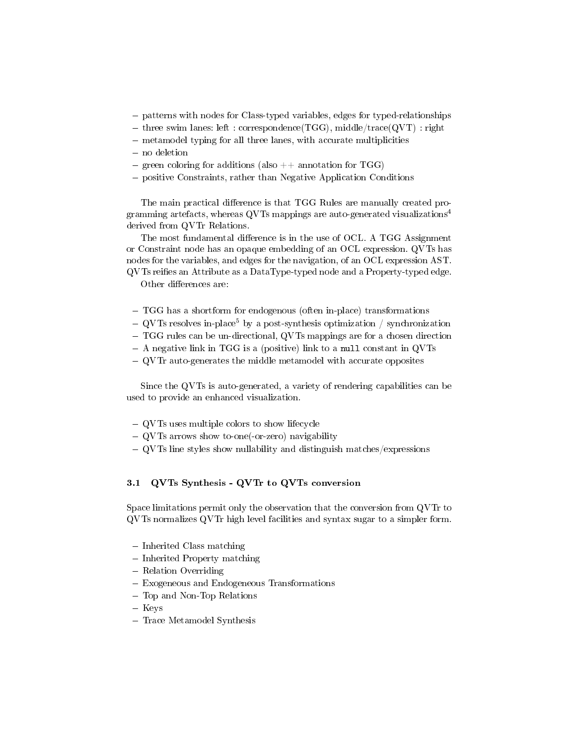- patterns with nodes for Class-typed variables, edges for typed-relationships
- three swim lanes: left : correspondence(TGG), middle/trace(QVT) : right
- metamodel typing for all three lanes, with accurate multiplicities
- no deletion
- green coloring for additions (also ++ annotation for TGG)
- positive Constraints, rather than Negative Application Conditions

The main practical difference is that TGG Rules are manually created programming artefacts, whereas QVTs mappings are auto-generated visualizations[4] derived from QVTr Relations.

The most fundamental difference is in the use of OCL. A TGG Assignment or Constraint node has an opaque embedding of an OCL expression. QVTs has nodes for the variables, and edges for the navigation, of an OCL expression AST. QVTs reifies an Attribute as a DataType-typed node and a Property-typed edge.

Other differences are:

- TGG has a shortform for endogenous (often in-place) transformations
- QVTs resolves in-place[5] by a post-synthesis optimization / synchronization
- TGG rules can be un-directional, QVTs mappings are for a chosen direction
- A negative link in TGG is a (positive) link to a `null` constant in QVTs
- QVTr auto-generates the middle metamodel with accurate opposites

Since the QVTs is auto-generated, a variety of rendering capabilities can be used to provide an enhanced visualization.

- QVTs uses multiple colors to show lifecycle
- QVTs arrows show to-one(-or-zero) navigability
- QVTs line styles show nullability and distinguish matches/expressions

### 3.1 QVTs Synthesis - QVTr to QVTs conversion

Space limitations permit only the observation that the conversion from QVTr to QVTs normalizes QVTr high level facilities and syntax sugar to a simpler form.

- Inherited Class matching
- Inherited Property matching
- Relation Overriding
- Exogeneous and Endogeneous Transformations
- Top and Non-Top Relations
- Keys
- Trace Metamodel Synthesis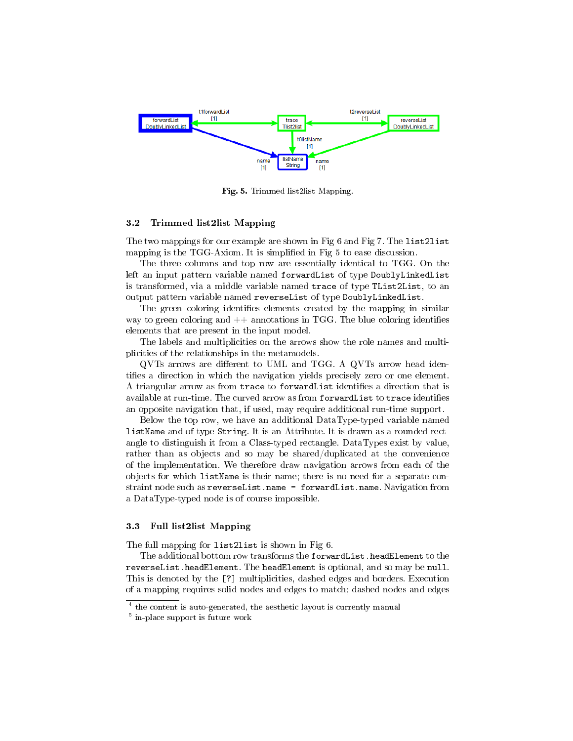Fig. 5. Trimmed list2list Mapping.

### 3.2 Trimmed list2list Mapping

The two mappings for our example are shown in Fig 6 and Fig 7. The `list2list` mapping is the TGG-Axiom. It is simplified in Fig 5 to ease discussion.

The three columns and top row are essentially identical to TGG. On the left an input pattern variable named `forwardList` of type `DoublyLinkedList` is transformed, via a middle variable named `trace` of type `TList2List`, to an output pattern variable named `reverseList` of type `DoublyLinkedList`.

The green coloring identifies elements created by the mapping in similar way to green coloring and ++ annotations in TGG. The blue coloring identifies elements that are present in the input model.

The labels and multiplicities on the arrows show the role names and multiplicities of the relationships in the metamodels.

QVTs arrows are different to UML and TGG. A QVTs arrow head identifies a direction in which the navigation yields precisely zero or one element. A triangular arrow as from `trace` to `forwardList` identifies a direction that is available at run-time. The curved arrow as from `forwardList` to `trace` identifies an opposite navigation that, if used, may require additional run-time support.

Below the top row, we have an additional DataType-typed variable named `listName` and of type `String`. It is an Attribute. It is drawn as a rounded rectangle to distinguish it from a Class-typed rectangle. DataTypes exist by value, rather than as objects and so may be shared/duplicated at the convenience of the implementation. We therefore draw navigation arrows from each of the objects for which `listName` is their name; there is no need for a separate constraint node such as `reverseList.name = forwardList.name`. Navigation from a DataType-typed node is of course impossible.

### 3.3 Full list2list Mapping

The full mapping for `list2list` is shown in Fig 6.

The additional bottom row transforms the `forwardList.headElement` to the `reverseList.headElement`. The `headElement` is optional, and so may be `null`. This is denoted by the `[?]` multiplicities, dashed edges and borders. Execution of a mapping requires solid nodes and edges to match; dashed nodes and edges

[4] the content is auto-generated, the aesthetic layout is currently manual

[5] in-place support is future work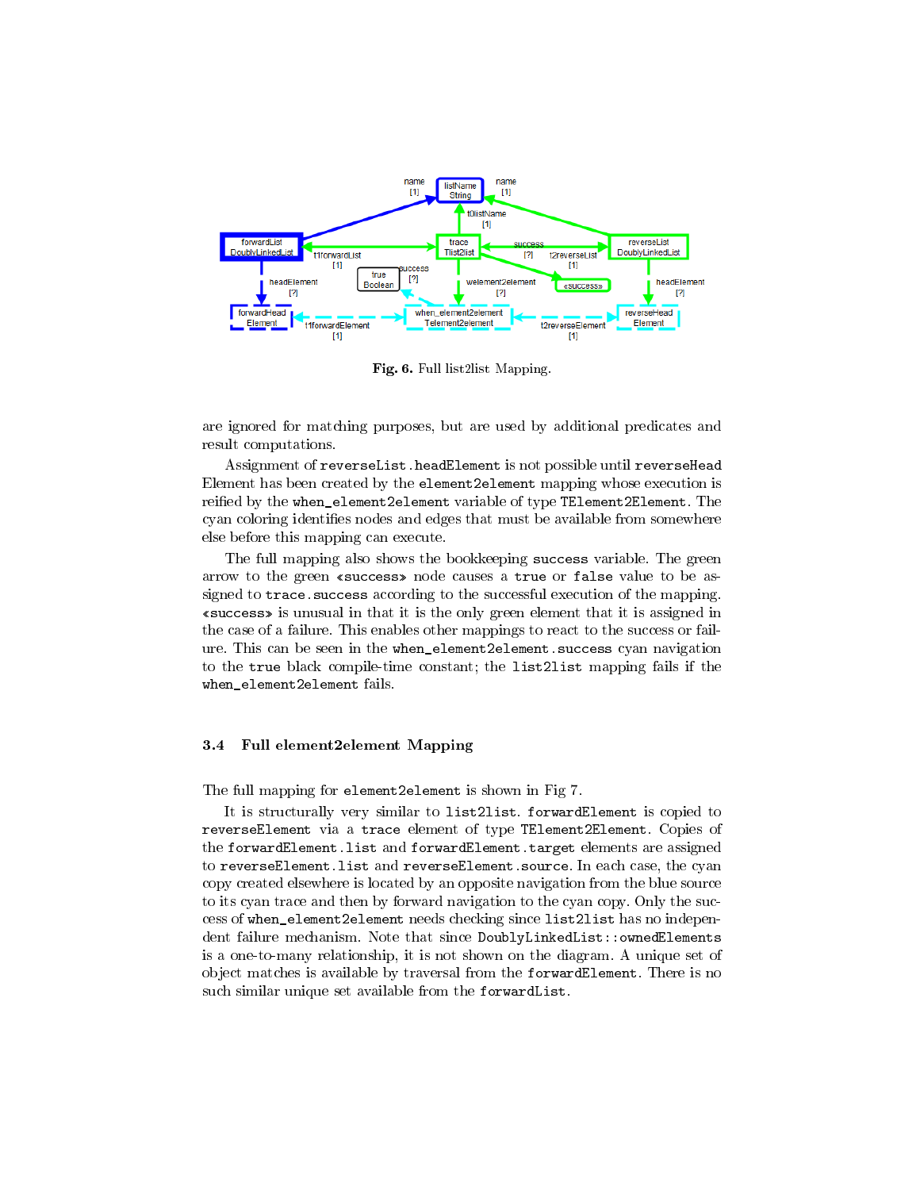**Fig. 6.** Full list2list Mapping.

are ignored for matching purposes, but are used by additional predicates and result computations.

Assignment of `reverseList.headElement` is not possible until `reverseHead` Element has been created by the `element2element` mapping whose execution is reified by the `when_element2element` variable of type `TElement2Element`. The cyan coloring identifies nodes and edges that must be available from somewhere else before this mapping can execute.

The full mapping also shows the bookkeeping `success` variable. The green arrow to the green `«success»` node causes a `true` or `false` value to be assigned to `trace.success` according to the successful execution of the mapping. `«success»` is unusual in that it is the only green element that it is assigned in the case of a failure. This enables other mappings to react to the success or failure. This can be seen in the `when_element2element.success` cyan navigation to the `true` black compile-time constant; the `list2list` mapping fails if the `when_element2element` fails.

### 3.4 Full element2element Mapping

The full mapping for `element2element` is shown in Fig 7.

It is structurally very similar to `list2list`. `forwardElement` is copied to `reverseElement` via a `trace` element of type `TElement2Element`. Copies of the `forwardElement.list` and `forwardElement.target` elements are assigned to `reverseElement.list` and `reverseElement.source`. In each case, the cyan copy created elsewhere is located by an opposite navigation from the blue source to its cyan trace and then by forward navigation to the cyan copy. Only the success of `when_element2element` needs checking since `list2list` has no independent failure mechanism. Note that since `DoublyLinkedList::ownedElements` is a one-to-many relationship, it is not shown on the diagram. A unique set of object matches is available by traversal from the `forwardElement`. There is no such similar unique set available from the `forwardList`.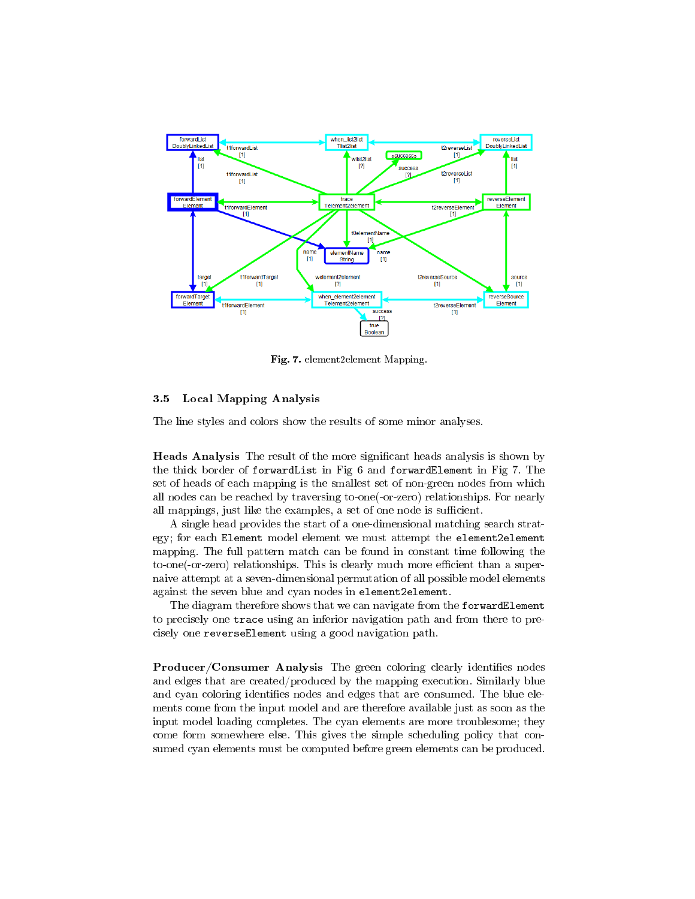Fig. 7. element2element Mapping.

### 3.5 Local Mapping Analysis

The line styles and colors show the results of some minor analyses.

**Heads Analysis** The result of the more significant heads analysis is shown by the thick border of `forwardList` in Fig 6 and `forwardElement` in Fig 7. The set of heads of each mapping is the smallest set of non-green nodes from which all nodes can be reached by traversing to-one(-or-zero) relationships. For nearly all mappings, just like the examples, a set of one node is sufficient.

A single head provides the start of a one-dimensional matching search strategy; for each `Element` model element we must attempt the `element2element` mapping. The full pattern match can be found in constant time following the to-one(-or-zero) relationships. This is clearly much more efficient than a super-naive attempt at a seven-dimensional permutation of all possible model elements against the seven blue and cyan nodes in `element2element`.

The diagram therefore shows that we can navigate from the `forwardElement` to precisely one `trace` using an inferior navigation path and from there to precisely one `reverseElement` using a good navigation path.

**Producer/Consumer Analysis** The green coloring clearly identifies nodes and edges that are created/produced by the mapping execution. Similarly blue and cyan coloring identifies nodes and edges that are consumed. The blue elements come from the input model and are therefore available just as soon as the input model loading completes. The cyan elements are more troublesome; they come form somewhere else. This gives the simple scheduling policy that consumed cyan elements must be computed before green elements can be produced.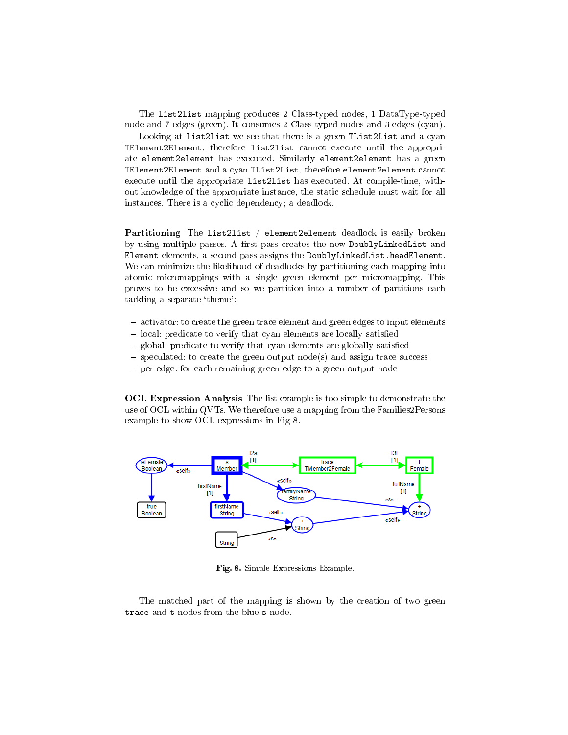The `list2list` mapping produces 2 Class-typed nodes, 1 DataType-typed node and 7 edges (green). It consumes 2 Class-typed nodes and 3 edges (cyan).

Looking at `list2list` we see that there is a green `TList2List` and a cyan `TElement2Element`, therefore `list2list` cannot execute until the appropriate `element2element` has executed. Similarly `element2element` has a green `TElement2Element` and a cyan `TList2List`, therefore `element2element` cannot execute until the appropriate `list2list` has executed. At compile-time, without knowledge of the appropriate instance, the static schedule must wait for all instances. There is a cyclic dependency; a deadlock.

**Partitioning** The `list2list` / `element2element` deadlock is easily broken by using multiple passes. A first pass creates the new `DoublyLinkedList` and `Element` elements, a second pass assigns the `DoublyLinkedList.headElement`. We can minimize the likelihood of deadlocks by partitioning each mapping into atomic micromappings with a single green element per micromapping. This proves to be excessive and so we partition into a number of partitions each tackling a separate 'theme':

- activator: to create the green trace element and green edges to input elements
- local: predicate to verify that cyan elements are locally satisfied
- global: predicate to verify that cyan elements are globally satisfied
- speculated: to create the green output node(s) and assign trace success
- per-edge: for each remaining green edge to a green output node

**OCL Expression Analysis** The list example is too simple to demonstrate the use of OCL within QVTs. We therefore use a mapping from the Families2Persons example to show OCL expressions in Fig 8.

**Fig. 8.** Simple Expressions Example.

The matched part of the mapping is shown by the creation of two green `trace` and `t` nodes from the blue `s` node.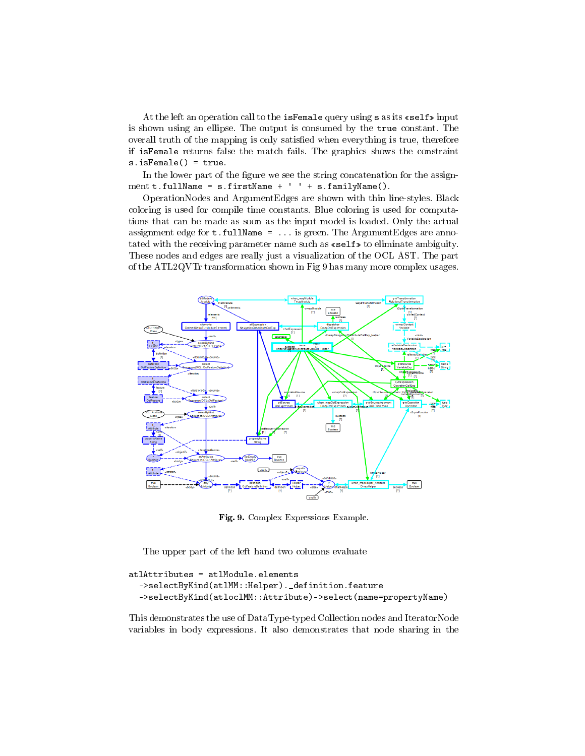At the left an operation call to the `isFemale` query using `s` as its «self» input is shown using an ellipse. The output is consumed by the `true` constant. The overall truth of the mapping is only satisfied when everything is true, therefore if `isFemale` returns false the match fails. The graphics shows the constraint `s.isFemale() = true`.

In the lower part of the figure we see the string concatenation for the assignment `t.fullName = s.firstName + ' ' + s.familyName()`.

OperationNodes and ArgumentEdges are shown with thin line-styles. Black coloring is used for compile time constants. Blue coloring is used for computations that can be made as soon as the input model is loaded. Only the actual assignment edge for `t.fullName = ...` is green. The ArgumentEdges are annotated with the receiving parameter name such as «self» to eliminate ambiguity. These nodes and edges are really just a visualization of the OCL AST. The part of the ATL2QVTr transformation shown in Fig 9 has many more complex usages.

**Fig. 9.** Complex Expressions Example.

The upper part of the left hand two columns evaluate

```
atlAttributes = atlModule.elements
  ->selectByKind(atlMM::Helper)._definition.feature
  ->selectByKind(atloclMM::Attribute)->select(name=propertyName)
```

This demonstrates the use of DataType-typed Collection nodes and IteratorNode variables in body expressions. It also demonstrates that node sharing in the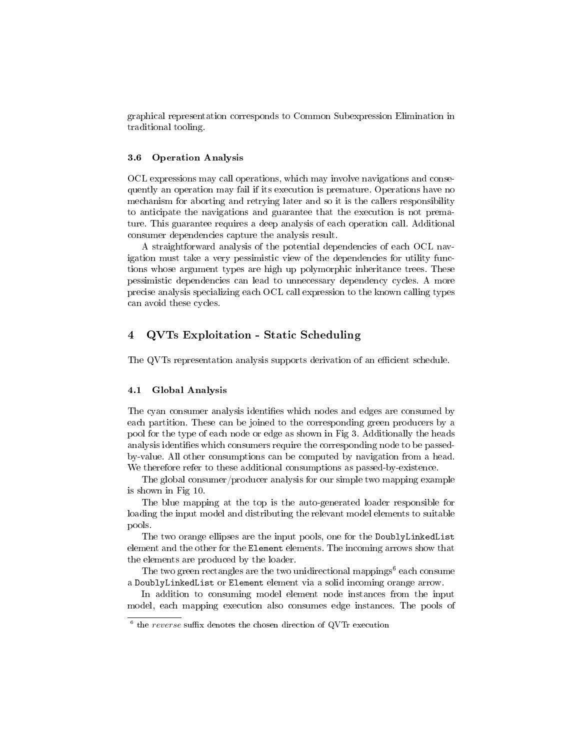graphical representation corresponds to Common Subexpression Elimination in traditional tooling.

### 3.6 Operation Analysis

OCL expressions may call operations, which may involve navigations and consequently an operation may fail if its execution is premature. Operations have no mechanism for aborting and retrying later and so it is the callers responsibility to anticipate the navigations and guarantee that the execution is not premature. This guarantee requires a deep analysis of each operation call. Additional consumer dependencies capture the analysis result.

A straightforward analysis of the potential dependencies of each OCL navigation must take a very pessimistic view of the dependencies for utility functions whose argument types are high up polymorphic inheritance trees. These pessimistic dependencies can lead to unnecessary dependency cycles. A more precise analysis specializing each OCL call expression to the known calling types can avoid these cycles.

## 4 QVTs Exploitation - Static Scheduling

The QVTs representation analysis supports derivation of an efficient schedule.

### 4.1 Global Analysis

The cyan consumer analysis identifies which nodes and edges are consumed by each partition. These can be joined to the corresponding green producers by a pool for the type of each node or edge as shown in Fig 3. Additionally the heads analysis identifies which consumers require the corresponding node to be passed-by-value. All other consumptions can be computed by navigation from a head. We therefore refer to these additional consumptions as passed-by-existence.

The global consumer/producer analysis for our simple two mapping example is shown in Fig 10.

The blue mapping at the top is the auto-generated loader responsible for loading the input model and distributing the relevant model elements to suitable pools.

The two orange ellipses are the input pools, one for the `DoublyLinkedList` element and the other for the `Element` elements. The incoming arrows show that the elements are produced by the loader.

The two green rectangles are the two unidirectional mappings[6] each consume a `DoublyLinkedList` or `Element` element via a solid incoming orange arrow.

In addition to consuming model element node instances from the input model, each mapping execution also consumes edge instances. The pools of

[6] the *reverse* suffix denotes the chosen direction of QVTr execution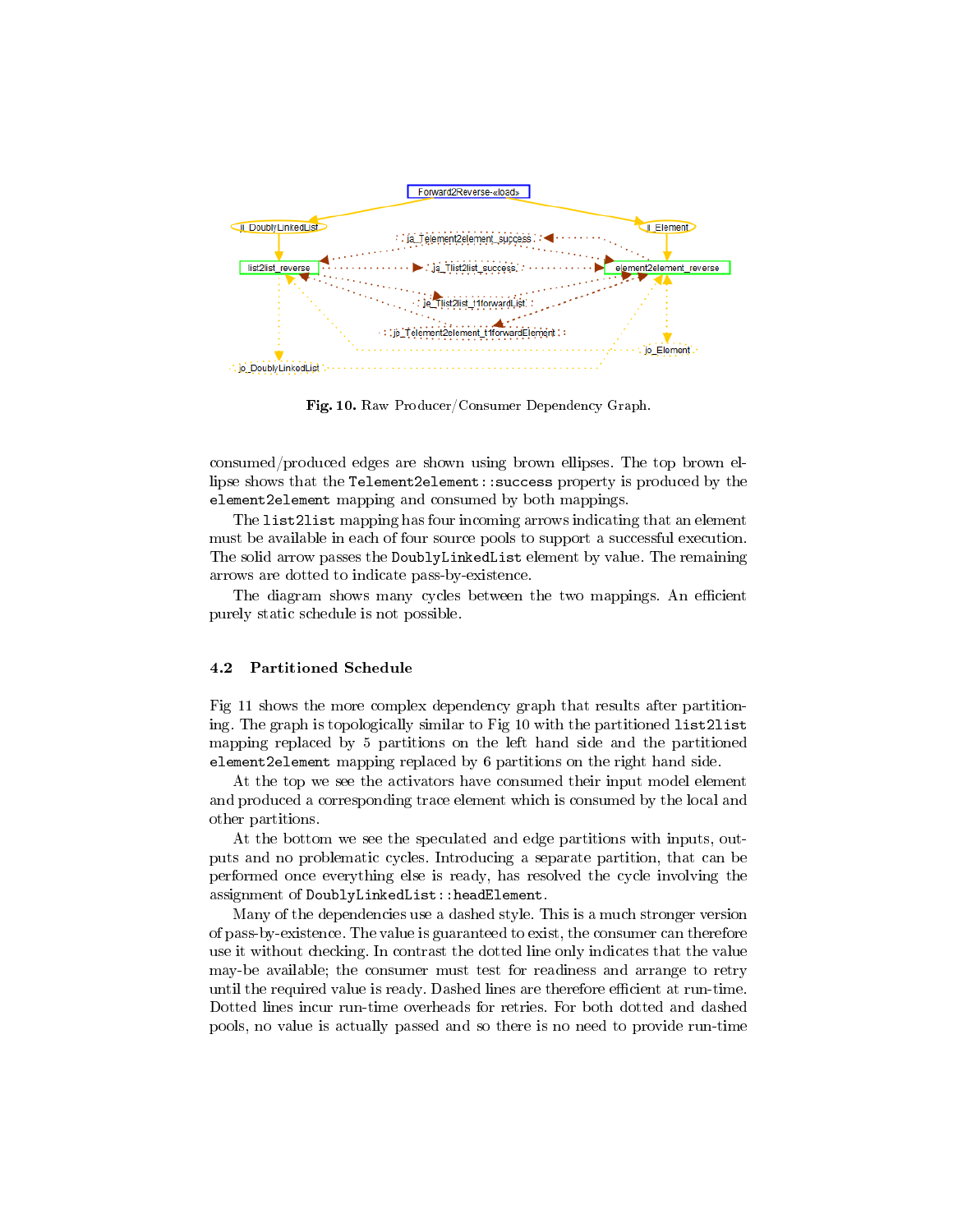**Fig. 10.** Raw Producer/Consumer Dependency Graph.

consumed/produced edges are shown using brown ellipses. The top brown ellipse shows that the `Telement2element::success` property is produced by the `element2element` mapping and consumed by both mappings.

The `list2list` mapping has four incoming arrows indicating that an element must be available in each of four source pools to support a successful execution. The solid arrow passes the `DoublyLinkedList` element by value. The remaining arrows are dotted to indicate pass-by-existence.

The diagram shows many cycles between the two mappings. An efficient purely static schedule is not possible.

### 4.2 Partitioned Schedule

Fig 11 shows the more complex dependency graph that results after partitioning. The graph is topologically similar to Fig 10 with the partitioned `list2list` mapping replaced by 5 partitions on the left hand side and the partitioned `element2element` mapping replaced by 6 partitions on the right hand side.

At the top we see the activators have consumed their input model element and produced a corresponding trace element which is consumed by the local and other partitions.

At the bottom we see the speculated and edge partitions with inputs, outputs and no problematic cycles. Introducing a separate partition, that can be performed once everything else is ready, has resolved the cycle involving the assignment of `DoublyLinkedList::headElement`.

Many of the dependencies use a dashed style. This is a much stronger version of pass-by-existence. The value is guaranteed to exist, the consumer can therefore use it without checking. In contrast the dotted line only indicates that the value may-be available; the consumer must test for readiness and arrange to retry until the required value is ready. Dashed lines are therefore efficient at run-time. Dotted lines incur run-time overheads for retries. For both dotted and dashed pools, no value is actually passed and so there is no need to provide run-time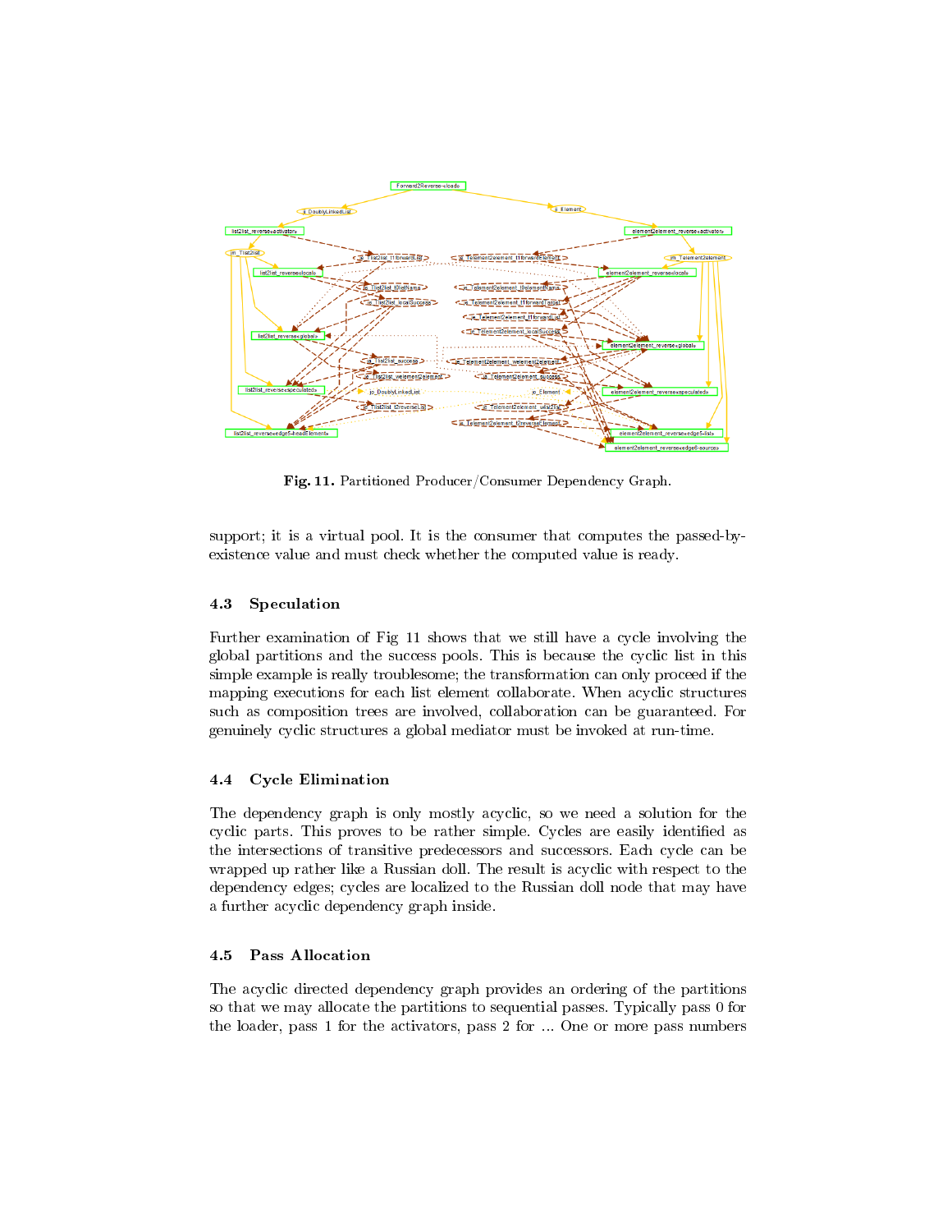**Fig. 11.** Partitioned Producer/Consumer Dependency Graph.

support; it is a virtual pool. It is the consumer that computes the passed-by-existence value and must check whether the computed value is ready.

### 4.3 Speculation

Further examination of Fig 11 shows that we still have a cycle involving the global partitions and the success pools. This is because the cyclic list in this simple example is really troublesome; the transformation can only proceed if the mapping executions for each list element collaborate. When acyclic structures such as composition trees are involved, collaboration can be guaranteed. For genuinely cyclic structures a global mediator must be invoked at run-time.

### 4.4 Cycle Elimination

The dependency graph is only mostly acyclic, so we need a solution for the cyclic parts. This proves to be rather simple. Cycles are easily identified as the intersections of transitive predecessors and successors. Each cycle can be wrapped up rather like a Russian doll. The result is acyclic with respect to the dependency edges; cycles are localized to the Russian doll node that may have a further acyclic dependency graph inside.

### 4.5 Pass Allocation

The acyclic directed dependency graph provides an ordering of the partitions so that we may allocate the partitions to sequential passes. Typically pass 0 for the loader, pass 1 for the activators, pass 2 for ... One or more pass numbers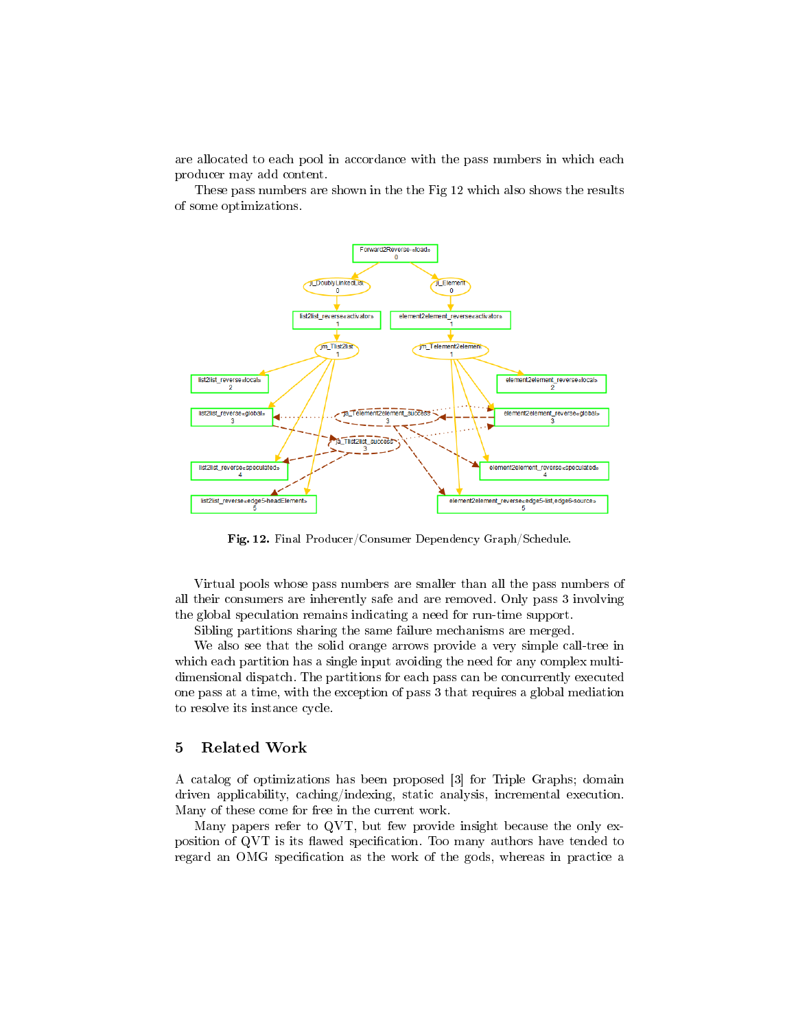are allocated to each pool in accordance with the pass numbers in which each producer may add content.

These pass numbers are shown in the the Fig 12 which also shows the results of some optimizations.

**Fig. 12.** Final Producer/Consumer Dependency Graph/Schedule.

Virtual pools whose pass numbers are smaller than all the pass numbers of all their consumers are inherently safe and are removed. Only pass 3 involving the global speculation remains indicating a need for run-time support.

Sibling partitions sharing the same failure mechanisms are merged.

We also see that the solid orange arrows provide a very simple call-tree in which each partition has a single input avoiding the need for any complex multi-dimensional dispatch. The partitions for each pass can be concurrently executed one pass at a time, with the exception of pass 3 that requires a global mediation to resolve its instance cycle.

## 5 Related Work

A catalog of optimizations has been proposed [3] for Triple Graphs; domain driven applicability, caching/indexing, static analysis, incremental execution. Many of these come for free in the current work.

Many papers refer to QVT, but few provide insight because the only exposition of QVT is its flawed specification. Too many authors have tended to regard an OMG specification as the work of the gods, whereas in practice a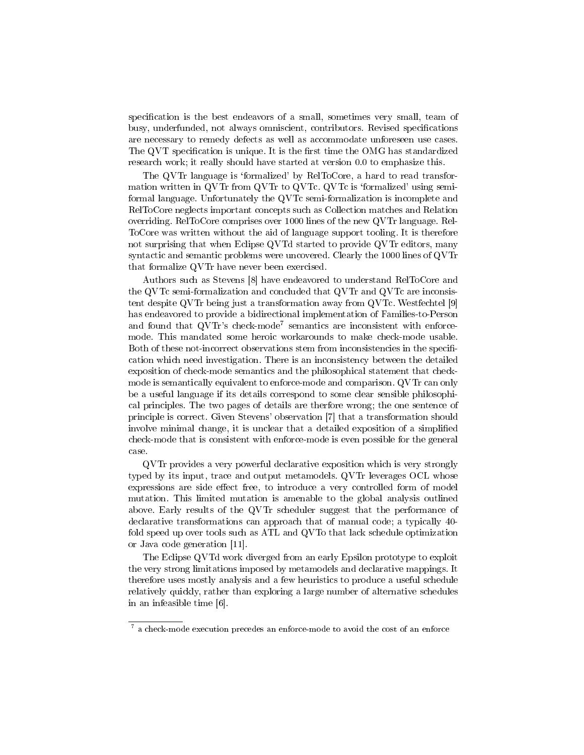specification is the best endeavors of a small, sometimes very small, team of busy, underfunded, not always omniscient, contributors. Revised specifications are necessary to remedy defects as well as accommodate unforeseen use cases. The QVT specification is unique. It is the first time the OMG has standardized research work; it really should have started at version 0.0 to emphasize this.

The QVTr language is 'formalized' by RelToCore, a hard to read transformation written in QVTr from QVTr to QVTc. QVTc is 'formalized' using semi-formal language. Unfortunately the QVTc semi-formalization is incomplete and RelToCore neglects important concepts such as Collection matches and Relation overriding. RelToCore comprises over 1000 lines of the new QVTr language. RelToCore was written without the aid of language support tooling. It is therefore not surprising that when Eclipse QVTd started to provide QVTr editors, many syntactic and semantic problems were uncovered. Clearly the 1000 lines of QVTr that formalize QVTr have never been exercised.

Authors such as Stevens [8] have endeavored to understand RelToCore and the QVTc semi-formalization and concluded that QVTr and QVTc are inconsistent despite QVTr being just a transformation away from QVTc. Westfechtel [9] has endeavored to provide a bidirectional implementation of Families-to-Person and found that QVTr's check-mode[7] semantics are inconsistent with enforce-mode. This mandated some heroic workarounds to make check-mode usable. Both of these not-incorrect observations stem from inconsistencies in the specification which need investigation. There is an inconsistency between the detailed exposition of check-mode semantics and the philosophical statement that check-mode is semantically equivalent to enforce-mode and comparison. QVTr can only be a useful language if its details correspond to some clear sensible philosophical principles. The two pages of details are therfore wrong; the one sentence of principle is correct. Given Stevens' observation [7] that a transformation should involve minimal change, it is unclear that a detailed exposition of a simplified check-mode that is consistent with enforce-mode is even possible for the general case.

QVTr provides a very powerful declarative exposition which is very strongly typed by its input, trace and output metamodels. QVTr leverages OCL whose expressions are side effect free, to introduce a very controlled form of model mutation. This limited mutation is amenable to the global analysis outlined above. Early results of the QVTr scheduler suggest that the performance of declarative transformations can approach that of manual code; a typically 40-fold speed up over tools such as ATL and QVTo that lack schedule optimization or Java code generation [11].

The Eclipse QVTd work diverged from an early Epsilon prototype to exploit the very strong limitations imposed by metamodels and declarative mappings. It therefore uses mostly analysis and a few heuristics to produce a useful schedule relatively quickly, rather than exploring a large number of alternative schedules in an infeasible time [6].

---

[7] a check-mode execution precedes an enforce-mode to avoid the cost of an enforce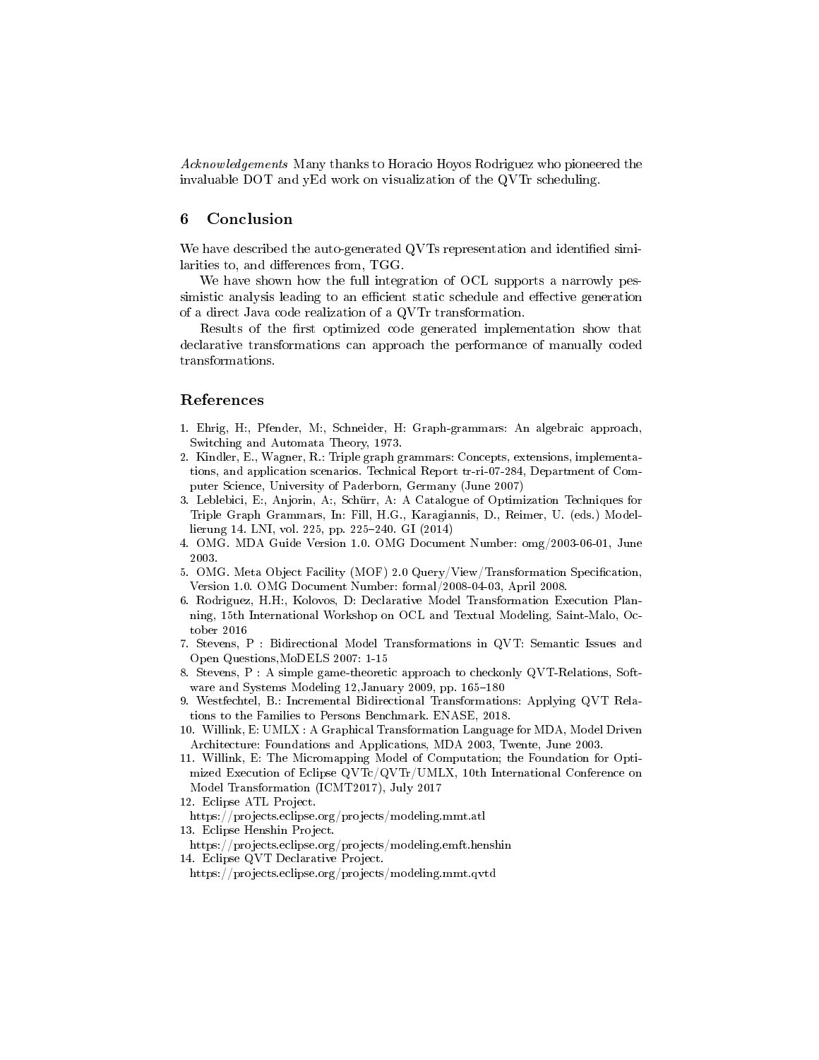*Acknowledgements* Many thanks to Horacio Hoyos Rodriguez who pioneered the invaluable DOT and yEd work on visualization of the QVTr scheduling.

## 6 Conclusion

We have described the auto-generated QVTs representation and identified similarities to, and differences from, TGG.

We have shown how the full integration of OCL supports a narrowly pessimistic analysis leading to an efficient static schedule and effective generation of a direct Java code realization of a QVTr transformation.

Results of the first optimized code generated implementation show that declarative transformations can approach the performance of manually coded transformations.

## References

1. Ehrig, H:, Pfender, M:, Schneider, H: Graph-grammars: An algebraic approach, Switching and Automata Theory, 1973.
2. Kindler, E., Wagner, R.: Triple graph grammars: Concepts, extensions, implementations, and application scenarios. Technical Report tr-ri-07-284, Department of Computer Science, University of Paderborn, Germany (June 2007)
3. Leblebici, E:, Anjorin, A:, Schürr, A: A Catalogue of Optimization Techniques for Triple Graph Grammars, In: Fill, H.G., Karagiannis, D., Reimer, U. (eds.) Modellierung 14. LNI, vol. 225, pp. 225–240. GI (2014)
4. OMG. MDA Guide Version 1.0. OMG Document Number: omg/2003-06-01, June 2003.
5. OMG. Meta Object Facility (MOF) 2.0 Query/View/Transformation Specification, Version 1.0. OMG Document Number: formal/2008-04-03, April 2008.
6. Rodriguez, H.H:, Kolovos, D: Declarative Model Transformation Execution Planning, 15th International Workshop on OCL and Textual Modeling, Saint-Malo, October 2016
7. Stevens, P : Bidirectional Model Transformations in QVT: Semantic Issues and Open Questions,MoDELS 2007: 1-15
8. Stevens, P : A simple game-theoretic approach to checkonly QVT-Relations, Software and Systems Modeling 12,January 2009, pp. 165–180
9. Westfechtel, B.: Incremental Bidirectional Transformations: Applying QVT Relations to the Families to Persons Benchmark. ENASE, 2018.
10. Willink, E: UMLX : A Graphical Transformation Language for MDA, Model Driven Architecture: Foundations and Applications, MDA 2003, Twente, June 2003.
11. Willink, E: The Micromapping Model of Computation; the Foundation for Optimized Execution of Eclipse QVTc/QVTr/UMLX, 10th International Conference on Model Transformation (ICMT2017), July 2017
12. Eclipse ATL Project.
https://projects.eclipse.org/projects/modeling.mmt.atl
13. Eclipse Henshin Project.
https://projects.eclipse.org/projects/modeling.emft.henshin
14. Eclipse QVT Declarative Project.
https://projects.eclipse.org/projects/modeling.mmt.qvtd